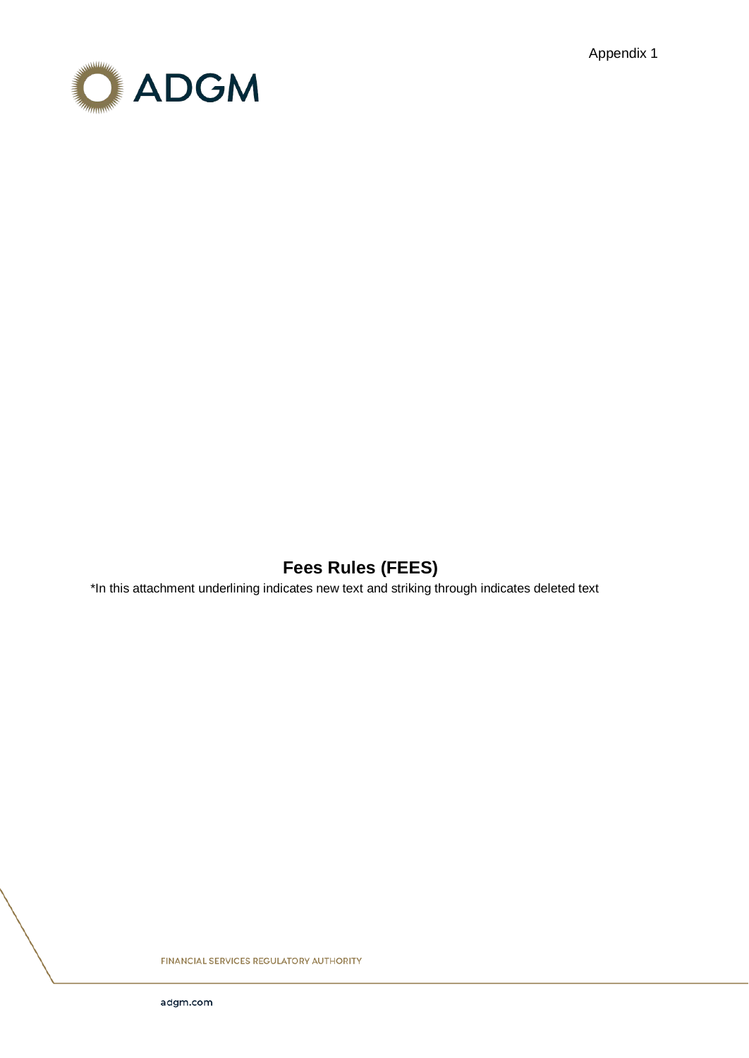Appendix 1

ADGM

# Fees Rules (FEES)

*In this attachment underlining indicates new text and striking through indicates deleted text

FINANCIAL SERVICES REGULATORY AUTHORITY

adgm.com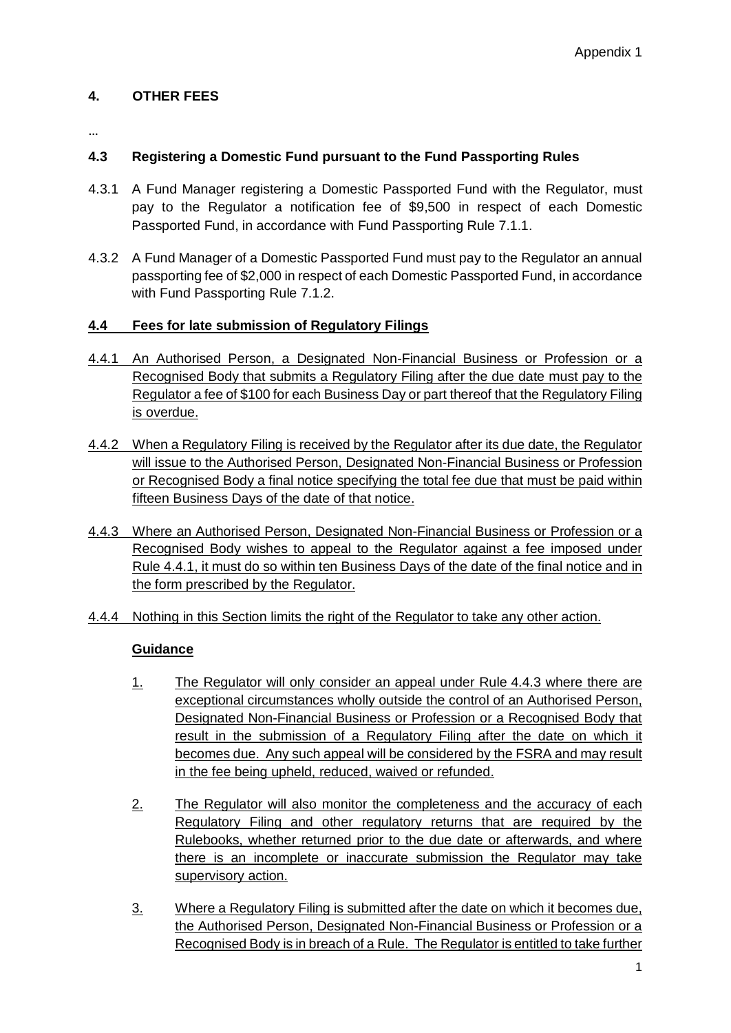## 4. OTHER FEES

...

### 4.3 Registering a Domestic Fund pursuant to the Fund Passporting Rules

4.3.1 A Fund Manager registering a Domestic Passported Fund with the Regulator, must pay to the Regulator a notification fee of $9,500 in respect of each Domestic Passported Fund, in accordance with Fund Passporting Rule 7.1.1.

4.3.2 A Fund Manager of a Domestic Passported Fund must pay to the Regulator an annual passporting fee of $2,000 in respect of each Domestic Passported Fund, in accordance with Fund Passporting Rule 7.1.2.

### 4.4 Fees for late submission of Regulatory Filings

4.4.1 An Authorised Person, a Designated Non-Financial Business or Profession or a Recognised Body that submits a Regulatory Filing after the due date must pay to the Regulator a fee of $100 for each Business Day or part thereof that the Regulatory Filing is overdue.

4.4.2 When a Regulatory Filing is received by the Regulator after its due date, the Regulator will issue to the Authorised Person, Designated Non-Financial Business or Profession or Recognised Body a final notice specifying the total fee due that must be paid within fifteen Business Days of the date of that notice.

4.4.3 Where an Authorised Person, Designated Non-Financial Business or Profession or a Recognised Body wishes to appeal to the Regulator against a fee imposed under Rule 4.4.1, it must do so within ten Business Days of the date of the final notice and in the form prescribed by the Regulator.

4.4.4 Nothing in this Section limits the right of the Regulator to take any other action.

**Guidance**

1. The Regulator will only consider an appeal under Rule 4.4.3 where there are exceptional circumstances wholly outside the control of an Authorised Person, Designated Non-Financial Business or Profession or a Recognised Body that result in the submission of a Regulatory Filing after the date on which it becomes due. Any such appeal will be considered by the FSRA and may result in the fee being upheld, reduced, waived or refunded.

2. The Regulator will also monitor the completeness and the accuracy of each Regulatory Filing and other regulatory returns that are required by the Rulebooks, whether returned prior to the due date or afterwards, and where there is an incomplete or inaccurate submission the Regulator may take supervisory action.

3. Where a Regulatory Filing is submitted after the date on which it becomes due, the Authorised Person, Designated Non-Financial Business or Profession or a Recognised Body is in breach of a Rule. The Regulator is entitled to take further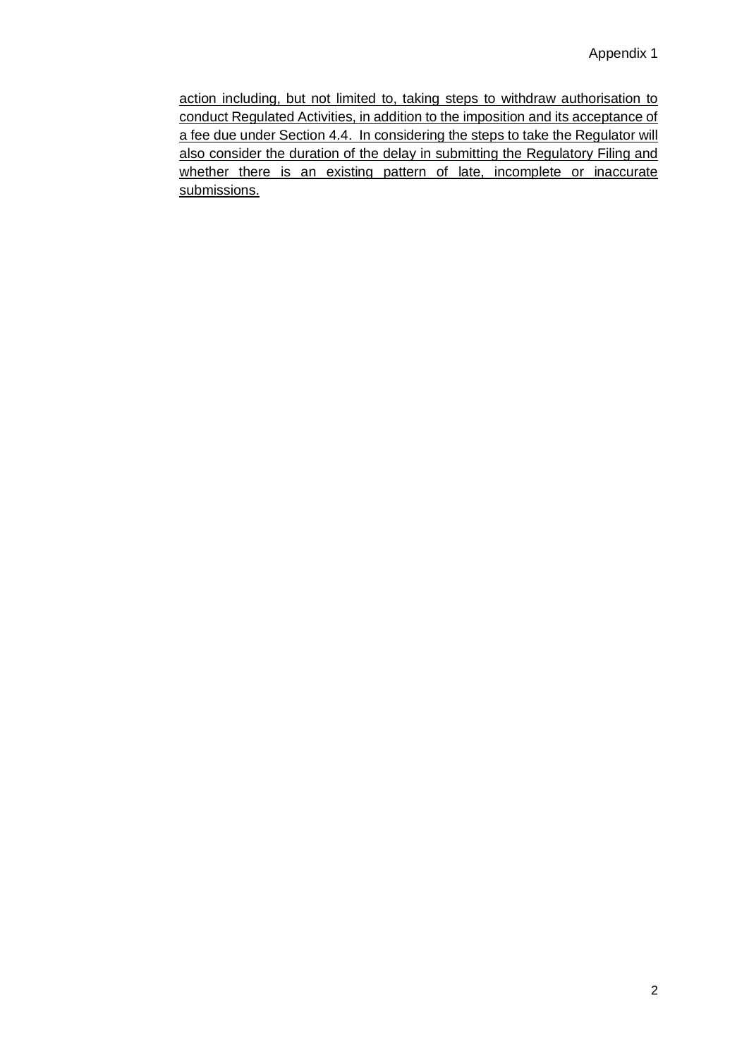action including, but not limited to, taking steps to withdraw authorisation to conduct Regulated Activities, in addition to the imposition and its acceptance of a fee due under Section 4.4. In considering the steps to take the Regulator will also consider the duration of the delay in submitting the Regulatory Filing and whether there is an existing pattern of late, incomplete or inaccurate submissions.